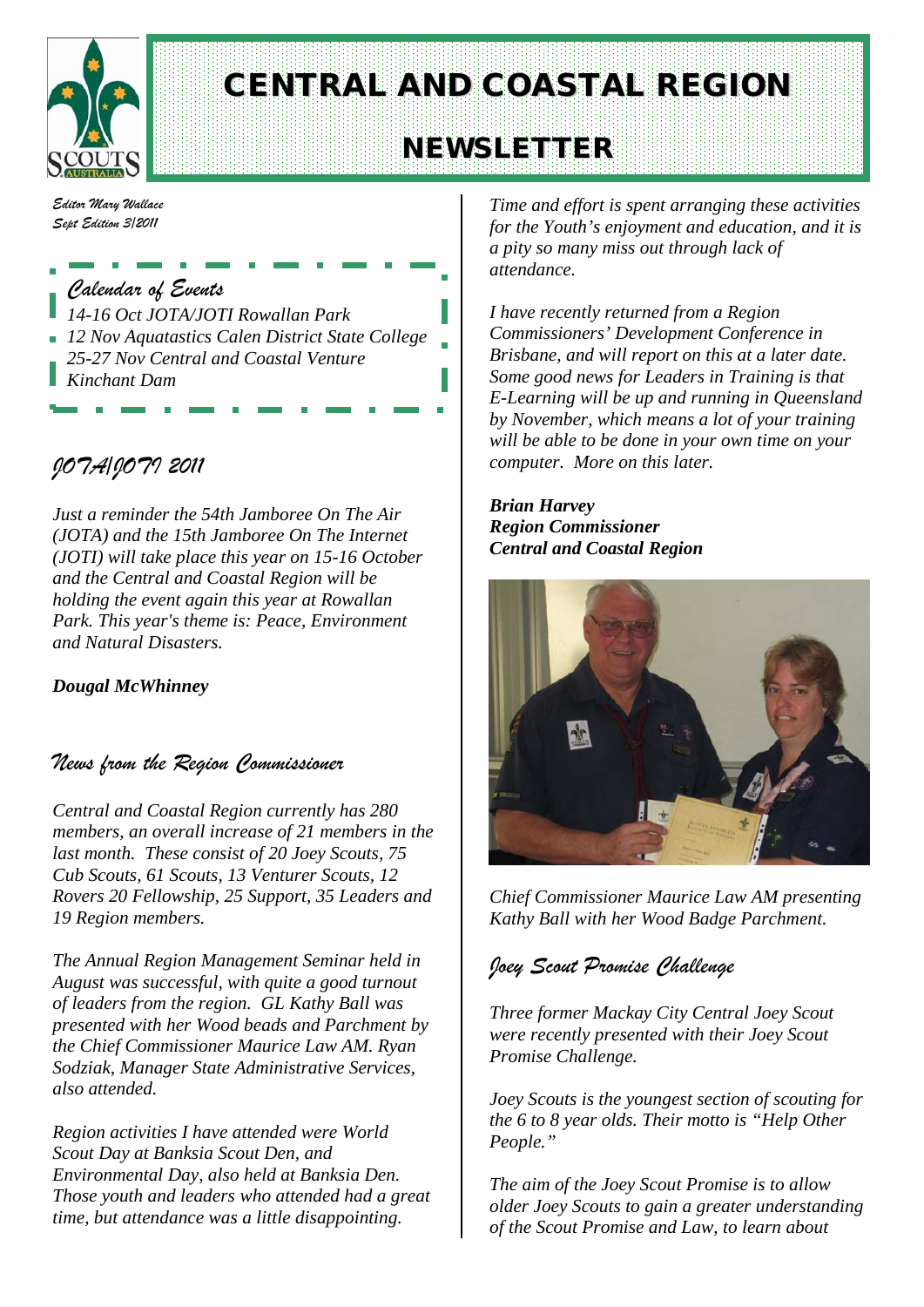# CENTRAL AND COASTAL REGION

## NEWSLETTER

*Editor Mary Wallace*
*Sept Edition 3/2011*

### *Calendar of Events*

*14-16 Oct JOTA/JOTI Rowallan Park*
*12 Nov Aquatastics Calen District State College*
*25-27 Nov Central and Coastal Venture Kinchant Dam*

## *JOTA/JOTI 2011*

*Just a reminder the 54th Jamboree On The Air (JOTA) and the 15th Jamboree On The Internet (JOTI) will take place this year on 15-16 October and the Central and Coastal Region will be holding the event again this year at Rowallan Park. This year's theme is: Peace, Environment and Natural Disasters.*

***Dougal McWhinney***

## *News from the Region Commissioner*

*Central and Coastal Region currently has 280 members, an overall increase of 21 members in the last month. These consist of 20 Joey Scouts, 75 Cub Scouts, 61 Scouts, 13 Venturer Scouts, 12 Rovers 20 Fellowship, 25 Support, 35 Leaders and 19 Region members.*

*The Annual Region Management Seminar held in August was successful, with quite a good turnout of leaders from the region. GL Kathy Ball was presented with her Wood beads and Parchment by the Chief Commissioner Maurice Law AM. Ryan Sodziak, Manager State Administrative Services, also attended.*

*Region activities I have attended were World Scout Day at Banksia Scout Den, and Environmental Day, also held at Banksia Den. Those youth and leaders who attended had a great time, but attendance was a little disappointing.*

*Time and effort is spent arranging these activities for the Youth's enjoyment and education, and it is a pity so many miss out through lack of attendance.*

*I have recently returned from a Region Commissioners' Development Conference in Brisbane, and will report on this at a later date. Some good news for Leaders in Training is that E-Learning will be up and running in Queensland by November, which means a lot of your training will be able to be done in your own time on your computer. More on this later.*

***Brian Harvey***
***Region Commissioner***
***Central and Coastal Region***

*Chief Commissioner Maurice Law AM presenting Kathy Ball with her Wood Badge Parchment.*

## *Joey Scout Promise Challenge*

*Three former Mackay City Central Joey Scout were recently presented with their Joey Scout Promise Challenge.*

*Joey Scouts is the youngest section of scouting for the 6 to 8 year olds. Their motto is "Help Other People."*

*The aim of the Joey Scout Promise is to allow older Joey Scouts to gain a greater understanding of the Scout Promise and Law, to learn about*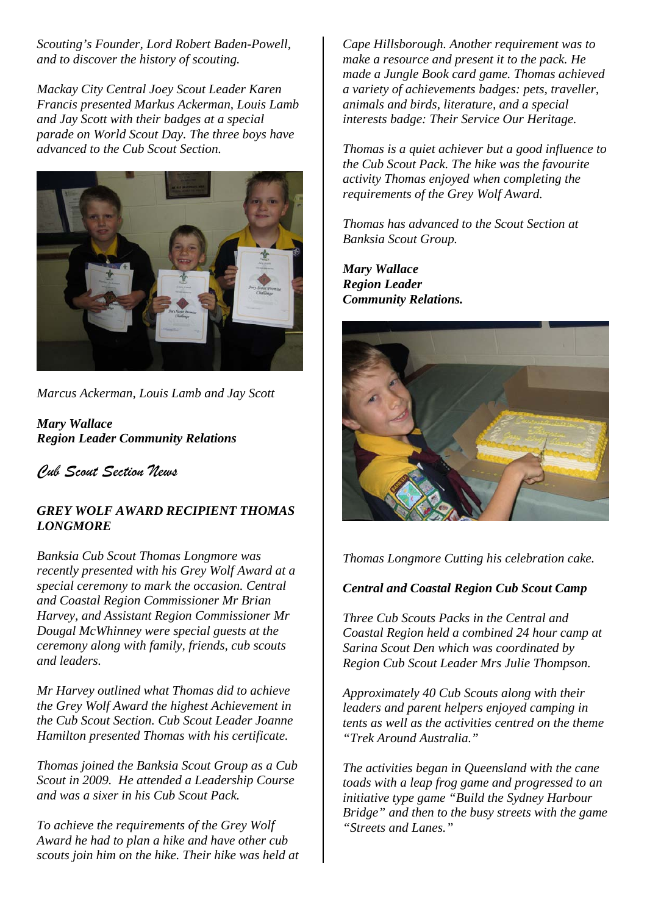*Scouting's Founder, Lord Robert Baden-Powell, and to discover the history of scouting.*

*Mackay City Central Joey Scout Leader Karen Francis presented Markus Ackerman, Louis Lamb and Jay Scott with their badges at a special parade on World Scout Day. The three boys have advanced to the Cub Scout Section.*

*Marcus Ackerman, Louis Lamb and Jay Scott*

***Mary Wallace***
***Region Leader Community Relations***

## *Cub Scout Section News*

### *GREY WOLF AWARD RECIPIENT THOMAS LONGMORE*

*Banksia Cub Scout Thomas Longmore was recently presented with his Grey Wolf Award at a special ceremony to mark the occasion. Central and Coastal Region Commissioner Mr Brian Harvey, and Assistant Region Commissioner Mr Dougal McWhinney were special guests at the ceremony along with family, friends, cub scouts and leaders.*

*Mr Harvey outlined what Thomas did to achieve the Grey Wolf Award the highest Achievement in the Cub Scout Section. Cub Scout Leader Joanne Hamilton presented Thomas with his certificate.*

*Thomas joined the Banksia Scout Group as a Cub Scout in 2009. He attended a Leadership Course and was a sixer in his Cub Scout Pack.*

*To achieve the requirements of the Grey Wolf Award he had to plan a hike and have other cub scouts join him on the hike. Their hike was held at Cape Hillsborough. Another requirement was to make a resource and present it to the pack. He made a Jungle Book card game. Thomas achieved a variety of achievements badges: pets, traveller, animals and birds, literature, and a special interests badge: Their Service Our Heritage.*

*Thomas is a quiet achiever but a good influence to the Cub Scout Pack. The hike was the favourite activity Thomas enjoyed when completing the requirements of the Grey Wolf Award.*

*Thomas has advanced to the Scout Section at Banksia Scout Group.*

***Mary Wallace***
***Region Leader***
***Community Relations.***

*Thomas Longmore Cutting his celebration cake.*

### *Central and Coastal Region Cub Scout Camp*

*Three Cub Scouts Packs in the Central and Coastal Region held a combined 24 hour camp at Sarina Scout Den which was coordinated by Region Cub Scout Leader Mrs Julie Thompson.*

*Approximately 40 Cub Scouts along with their leaders and parent helpers enjoyed camping in tents as well as the activities centred on the theme "Trek Around Australia."*

*The activities began in Queensland with the cane toads with a leap frog game and progressed to an initiative type game "Build the Sydney Harbour Bridge" and then to the busy streets with the game "Streets and Lanes."*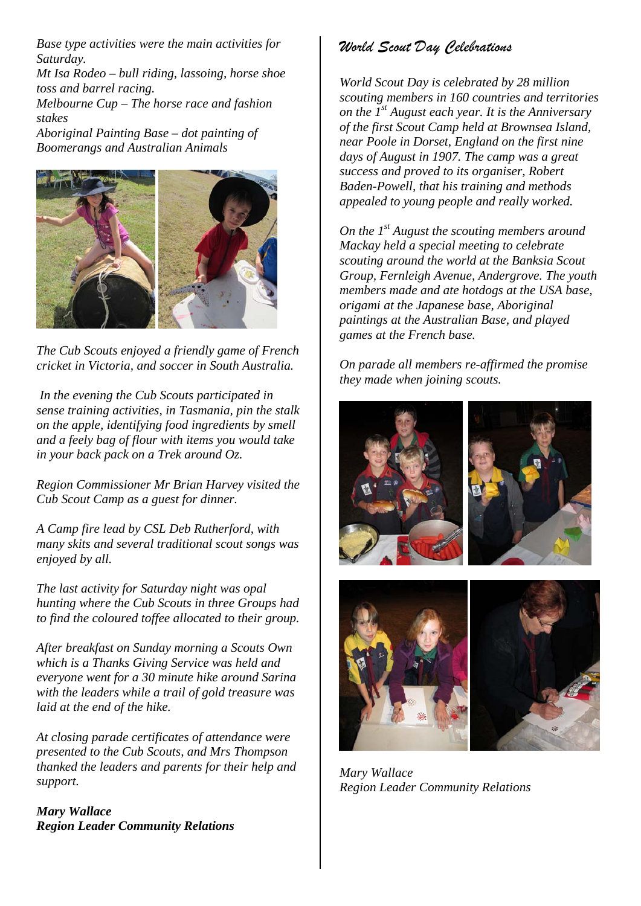*Base type activities were the main activities for Saturday.*
*Mt Isa Rodeo – bull riding, lassoing, horse shoe toss and barrel racing.*
*Melbourne Cup – The horse race and fashion stakes*
*Aboriginal Painting Base – dot painting of Boomerangs and Australian Animals*

*The Cub Scouts enjoyed a friendly game of French cricket in Victoria, and soccer in South Australia.*

*In the evening the Cub Scouts participated in sense training activities, in Tasmania, pin the stalk on the apple, identifying food ingredients by smell and a feely bag of flour with items you would take in your back pack on a Trek around Oz.*

*Region Commissioner Mr Brian Harvey visited the Cub Scout Camp as a guest for dinner.*

*A Camp fire lead by CSL Deb Rutherford, with many skits and several traditional scout songs was enjoyed by all.*

*The last activity for Saturday night was opal hunting where the Cub Scouts in three Groups had to find the coloured toffee allocated to their group.*

*After breakfast on Sunday morning a Scouts Own which is a Thanks Giving Service was held and everyone went for a 30 minute hike around Sarina with the leaders while a trail of gold treasure was laid at the end of the hike.*

*At closing parade certificates of attendance were presented to the Cub Scouts, and Mrs Thompson thanked the leaders and parents for their help and support.*

***Mary Wallace***
***Region Leader Community Relations***

## *World Scout Day Celebrations*

*World Scout Day is celebrated by 28 million scouting members in 160 countries and territories on the 1st August each year. It is the Anniversary of the first Scout Camp held at Brownsea Island, near Poole in Dorset, England on the first nine days of August in 1907. The camp was a great success and proved to its organiser, Robert Baden-Powell, that his training and methods appealed to young people and really worked.*

*On the 1st August the scouting members around Mackay held a special meeting to celebrate scouting around the world at the Banksia Scout Group, Fernleigh Avenue, Andergrove. The youth members made and ate hotdogs at the USA base, origami at the Japanese base, Aboriginal paintings at the Australian Base, and played games at the French base.*

*On parade all members re-affirmed the promise they made when joining scouts.*

*Mary Wallace*
*Region Leader Community Relations*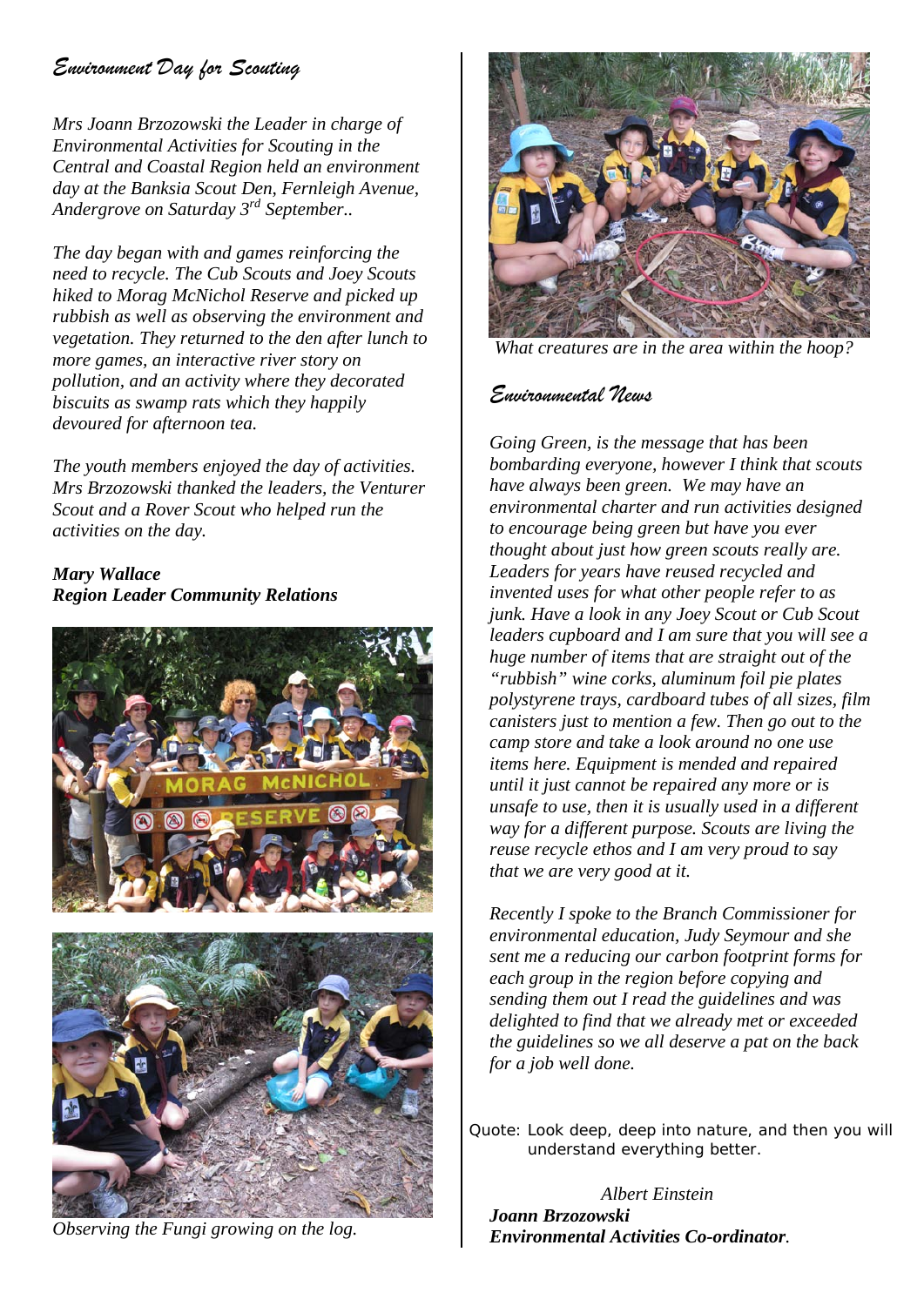## *Environment Day for Scouting*

*Mrs Joann Brzozowski the Leader in charge of Environmental Activities for Scouting in the Central and Coastal Region held an environment day at the Banksia Scout Den, Fernleigh Avenue, Andergrove on Saturday 3[rd] September..*

*The day began with and games reinforcing the need to recycle. The Cub Scouts and Joey Scouts hiked to Morag McNichol Reserve and picked up rubbish as well as observing the environment and vegetation. They returned to the den after lunch to more games, an interactive river story on pollution, and an activity where they decorated biscuits as swamp rats which they happily devoured for afternoon tea.*

*The youth members enjoyed the day of activities. Mrs Brzozowski thanked the leaders, the Venturer Scout and a Rover Scout who helped run the activities on the day.*

***Mary Wallace***
***Region Leader Community Relations***

*Observing the Fungi growing on the log.*

*What creatures are in the area within the hoop?*

## *Environmental News*

*Going Green, is the message that has been bombarding everyone, however I think that scouts have always been green. We may have an environmental charter and run activities designed to encourage being green but have you ever thought about just how green scouts really are. Leaders for years have reused recycled and invented uses for what other people refer to as junk. Have a look in any Joey Scout or Cub Scout leaders cupboard and I am sure that you will see a huge number of items that are straight out of the "rubbish" wine corks, aluminum foil pie plates polystyrene trays, cardboard tubes of all sizes, film canisters just to mention a few. Then go out to the camp store and take a look around no one use items here. Equipment is mended and repaired until it just cannot be repaired any more or is unsafe to use, then it is usually used in a different way for a different purpose. Scouts are living the reuse recycle ethos and I am very proud to say that we are very good at it.*

*Recently I spoke to the Branch Commissioner for environmental education, Judy Seymour and she sent me a reducing our carbon footprint forms for each group in the region before copying and sending them out I read the guidelines and was delighted to find that we already met or exceeded the guidelines so we all deserve a pat on the back for a job well done.*

Quote: Look deep, deep into nature, and then you will understand everything better.

*Albert Einstein*

***Joann Brzozowski***
***Environmental Activities Co-ordinator***.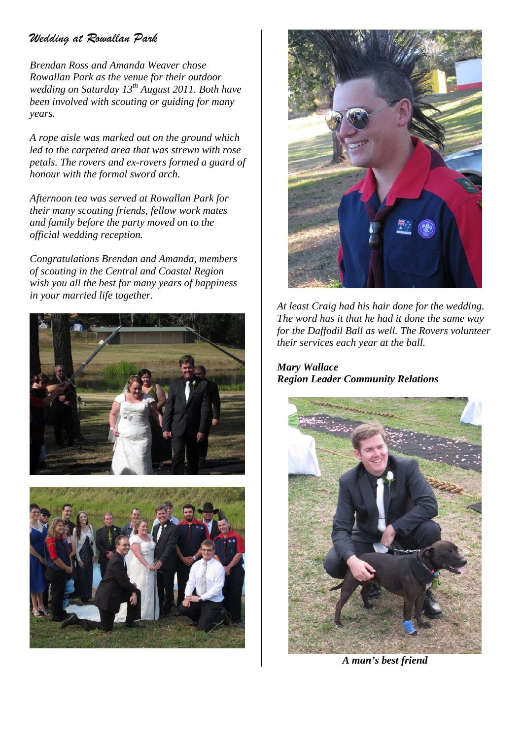## *Wedding at Rowallan Park*

*Brendan Ross and Amanda Weaver chose Rowallan Park as the venue for their outdoor wedding on Saturday 13th August 2011. Both have been involved with scouting or guiding for many years.*

*A rope aisle was marked out on the ground which led to the carpeted area that was strewn with rose petals. The rovers and ex-rovers formed a guard of honour with the formal sword arch.*

*Afternoon tea was served at Rowallan Park for their many scouting friends, fellow work mates and family before the party moved on to the official wedding reception.*

*Congratulations Brendan and Amanda, members of scouting in the Central and Coastal Region wish you all the best for many years of happiness in your married life together.*

*At least Craig had his hair done for the wedding. The word has it that he had it done the same way for the Daffodil Ball as well. The Rovers volunteer their services each year at the ball.*

***Mary Wallace***
***Region Leader Community Relations***

***A man's best friend***